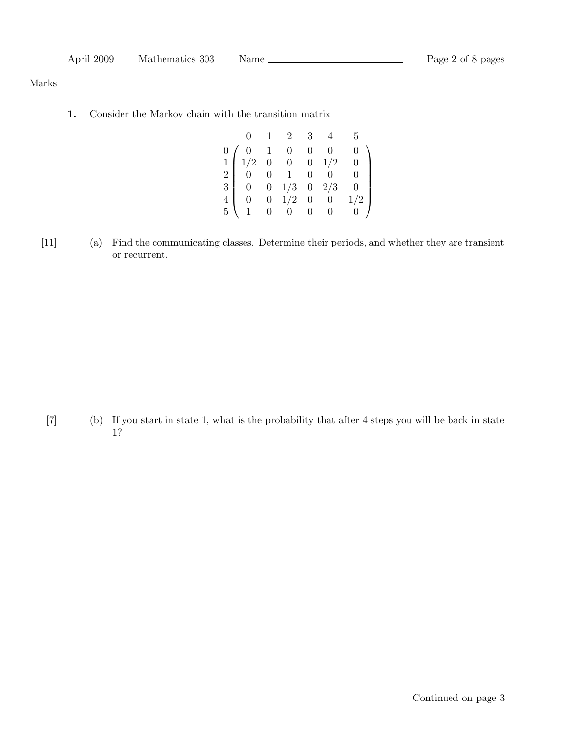Marks

**1.** Consider the Markov chain with the transition matrix

$$
\begin{array}{c} \\ 0 \\ 1 \\ 2 \\ 3 \\ 4 \\ 5 \end{array}
\begin{array}{c}
\begin{array}{cccccc} 0 & 1 & 2 & 3 & 4 & 5 \end{array} \\
\begin{pmatrix}
0 & 1 & 0 & 0 & 0 & 0 \\
1/2 & 0 & 0 & 0 & 1/2 & 0 \\
0 & 0 & 1 & 0 & 0 & 0 \\
0 & 0 & 1/3 & 0 & 2/3 & 0 \\
0 & 0 & 1/2 & 0 & 0 & 1/2 \\
1 & 0 & 0 & 0 & 0 & 0
\end{pmatrix}
\end{array}
$$

[11] (a) Find the communicating classes. Determine their periods, and whether they are transient or recurrent.

[7] (b) If you start in state 1, what is the probability that after 4 steps you will be back in state 1?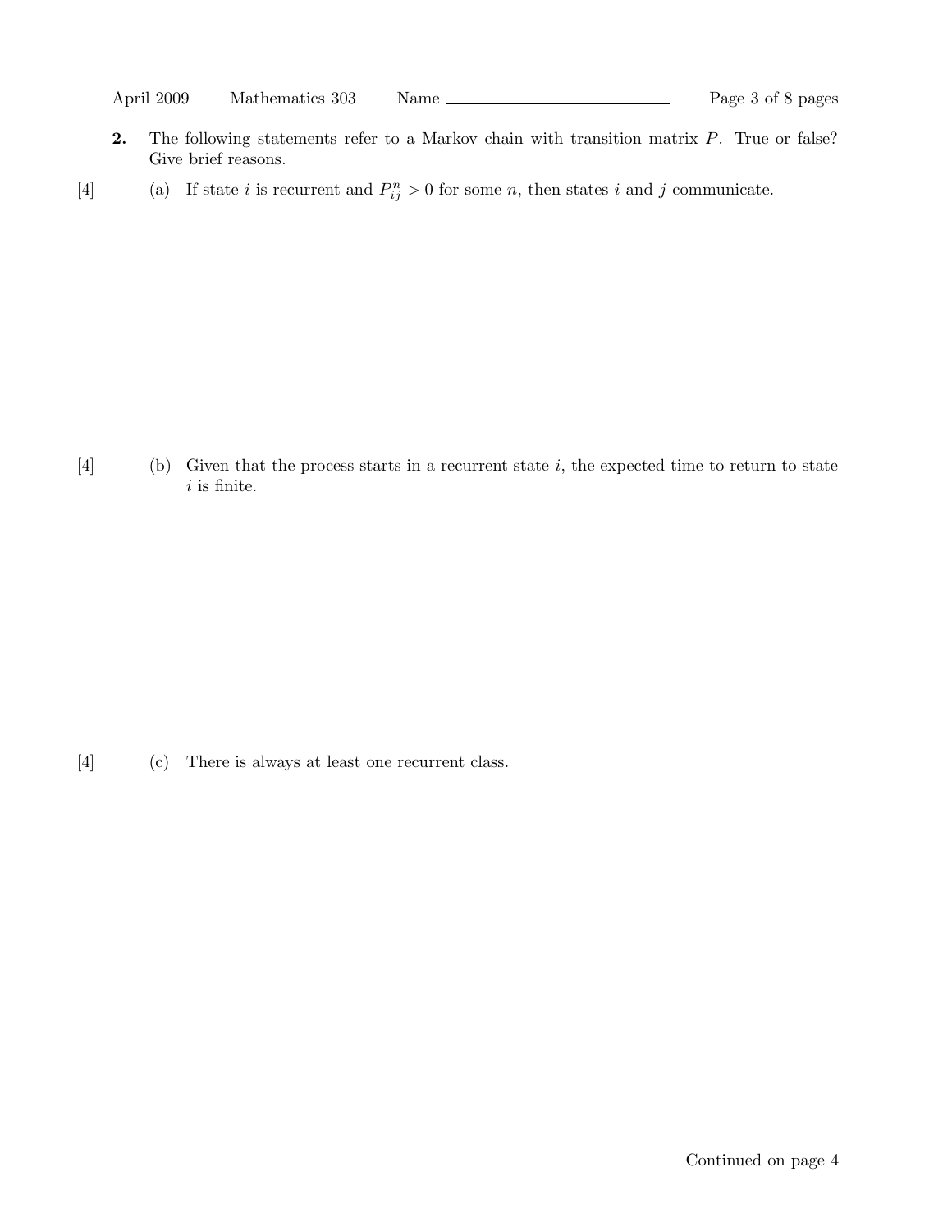**2.** The following statements refer to a Markov chain with transition matrix $P$. True or false? Give brief reasons.

[4] (a) If state $i$ is recurrent and $P_{ij}^n > 0$ for some $n$, then states $i$ and $j$ communicate.

[4] (b) Given that the process starts in a recurrent state $i$, the expected time to return to state $i$ is finite.

[4] (c) There is always at least one recurrent class.

Continued on page 4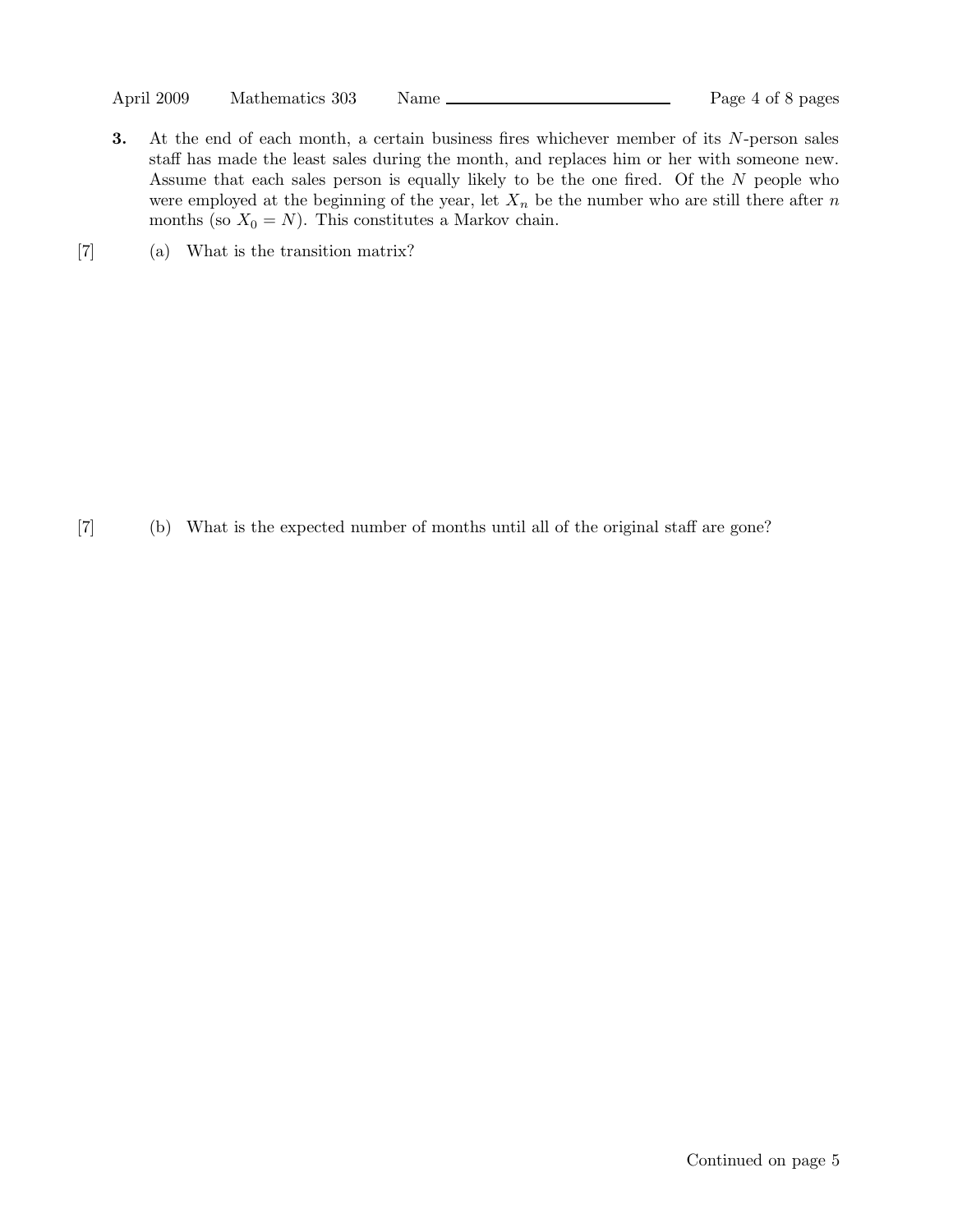**3.** At the end of each month, a certain business fires whichever member of its $N$-person sales staff has made the least sales during the month, and replaces him or her with someone new. Assume that each sales person is equally likely to be the one fired. Of the $N$ people who were employed at the beginning of the year, let $X_n$ be the number who are still there after $n$ months (so $X_0 = N$). This constitutes a Markov chain.

[7] (a) What is the transition matrix?

[7] (b) What is the expected number of months until all of the original staff are gone?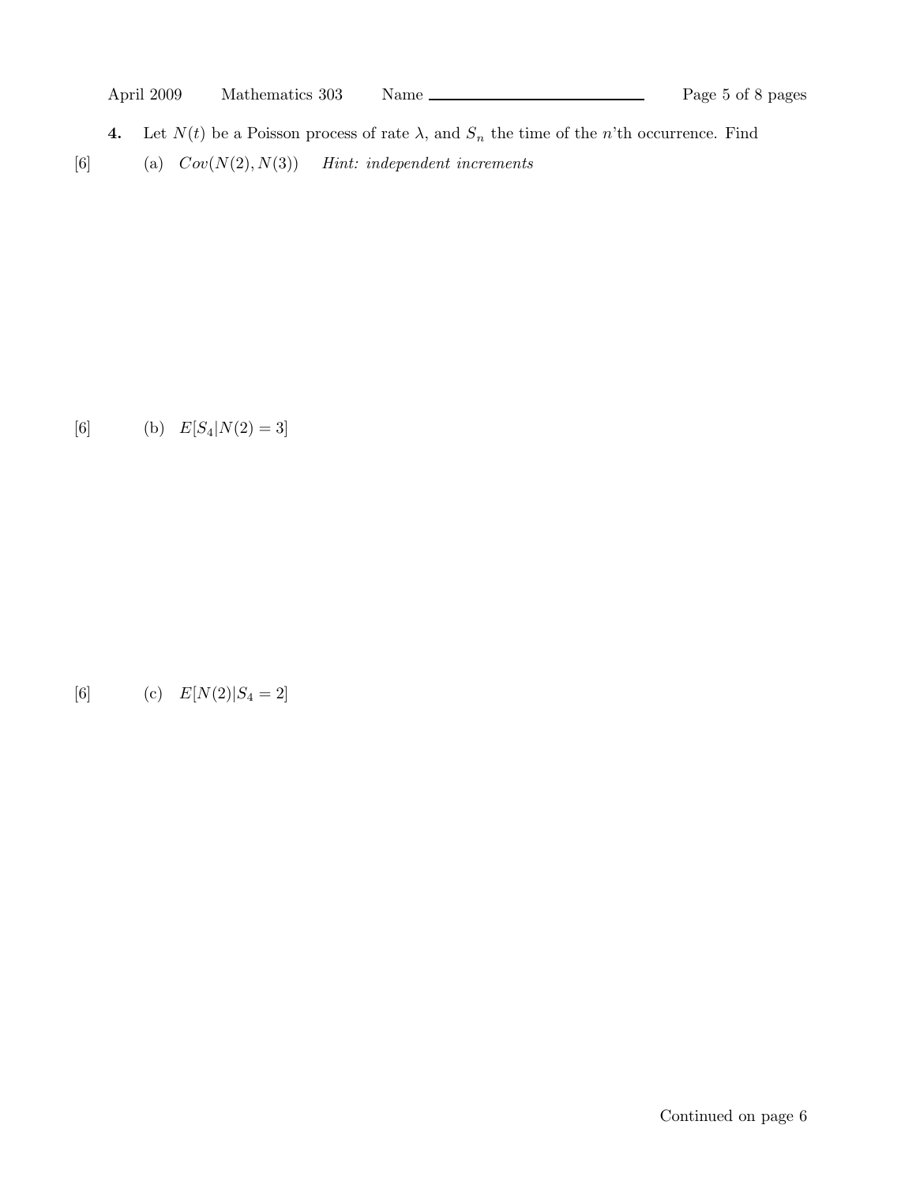**4.** Let $N(t)$ be a Poisson process of rate $\lambda$, and $S_n$ the time of the $n$'th occurrence. Find

[6] (a) $Cov(N(2), N(3))$ *Hint: independent increments*

[6] (b) $E[S_4|N(2) = 3]$

[6] (c) $E[N(2)|S_4 = 2]$

Continued on page 6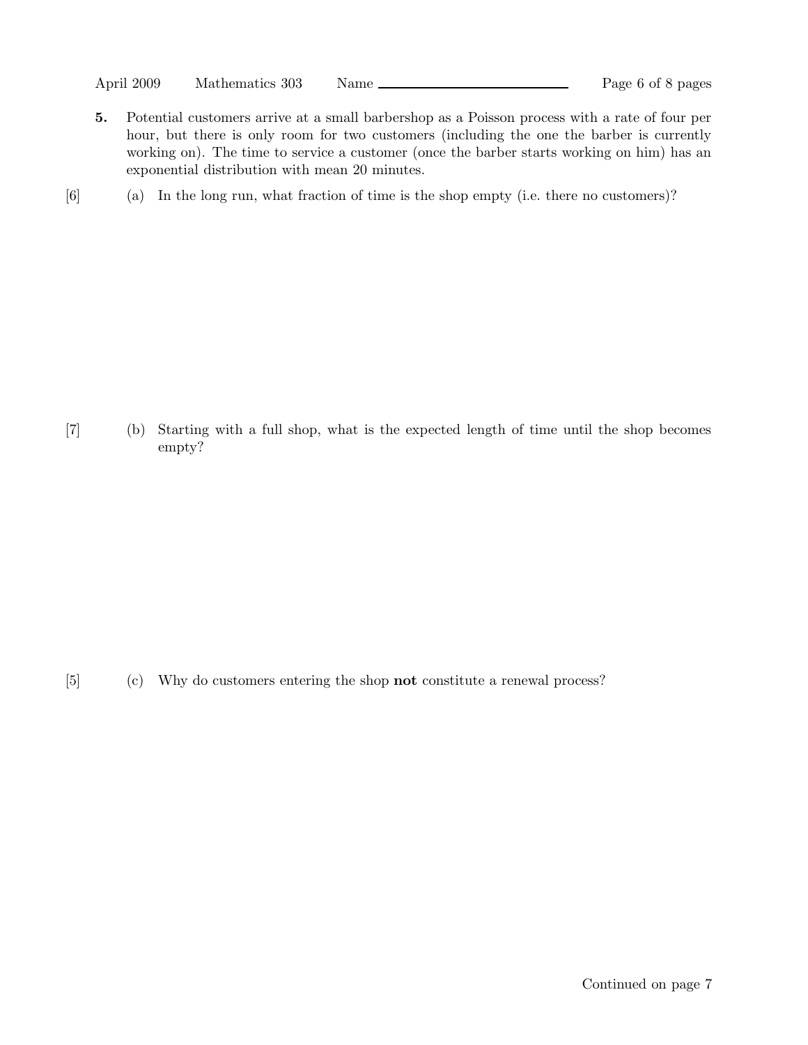**5.** Potential customers arrive at a small barbershop as a Poisson process with a rate of four per hour, but there is only room for two customers (including the one the barber is currently working on). The time to service a customer (once the barber starts working on him) has an exponential distribution with mean 20 minutes.

[6] (a) In the long run, what fraction of time is the shop empty (i.e. there no customers)?

[7] (b) Starting with a full shop, what is the expected length of time until the shop becomes empty?

[5] (c) Why do customers entering the shop **not** constitute a renewal process?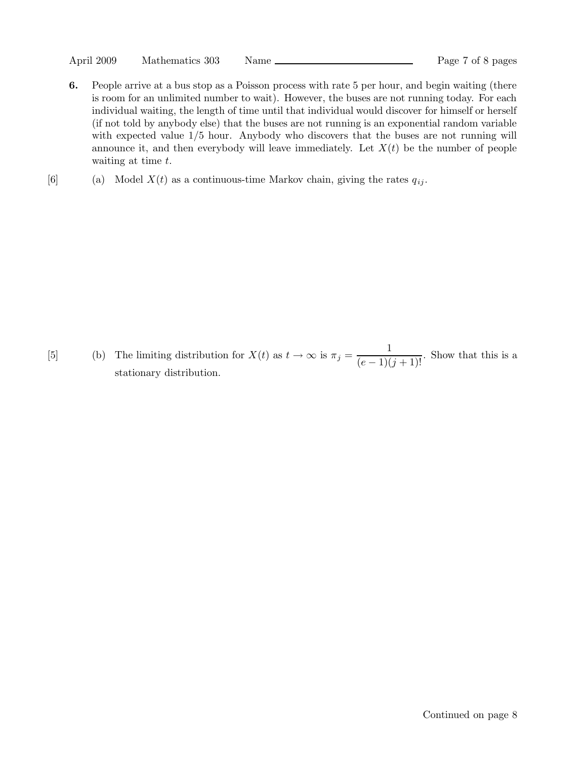**6.** People arrive at a bus stop as a Poisson process with rate 5 per hour, and begin waiting (there is room for an unlimited number to wait). However, the buses are not running today. For each individual waiting, the length of time until that individual would discover for himself or herself (if not told by anybody else) that the buses are not running is an exponential random variable with expected value 1/5 hour. Anybody who discovers that the buses are not running will announce it, and then everybody will leave immediately. Let $X(t)$ be the number of people waiting at time $t$.

[6] (a) Model $X(t)$ as a continuous-time Markov chain, giving the rates $q_{ij}$.

[5] (b) The limiting distribution for $X(t)$ as $t \to \infty$ is $\pi_j = \dfrac{1}{(e-1)(j+1)!}$. Show that this is a stationary distribution.

Continued on page 8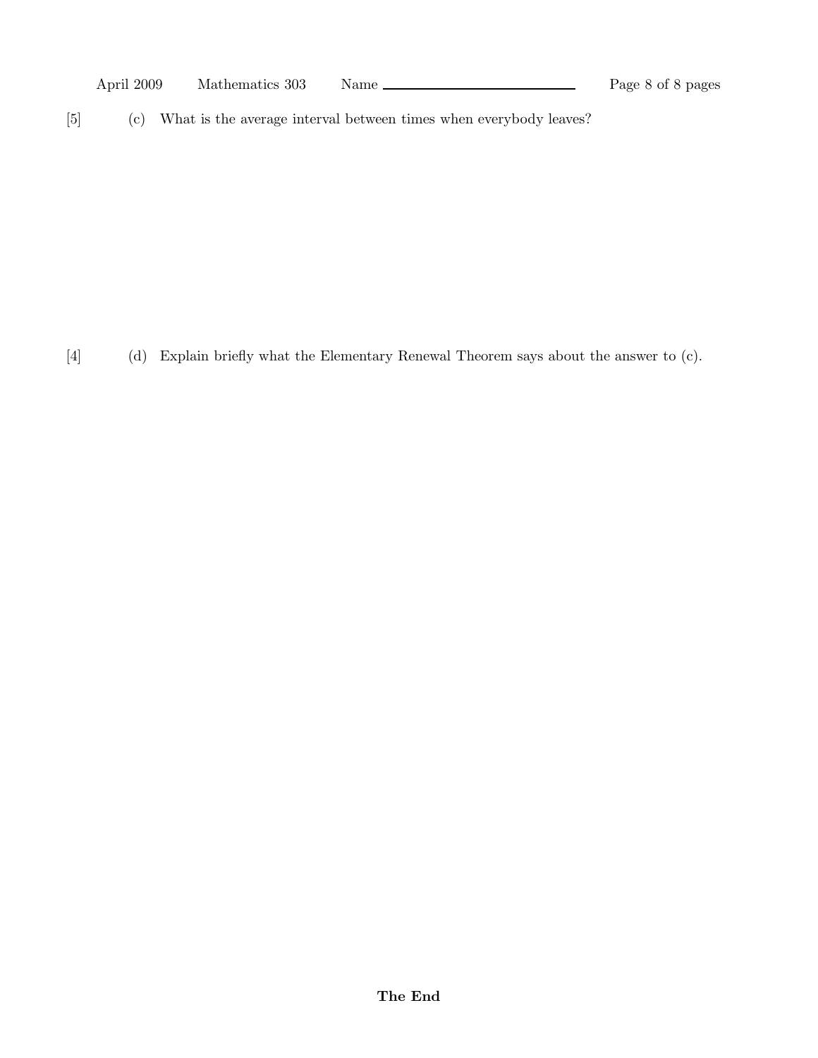[5] (c) What is the average interval between times when everybody leaves?

[4] (d) Explain briefly what the Elementary Renewal Theorem says about the answer to (c).

**The End**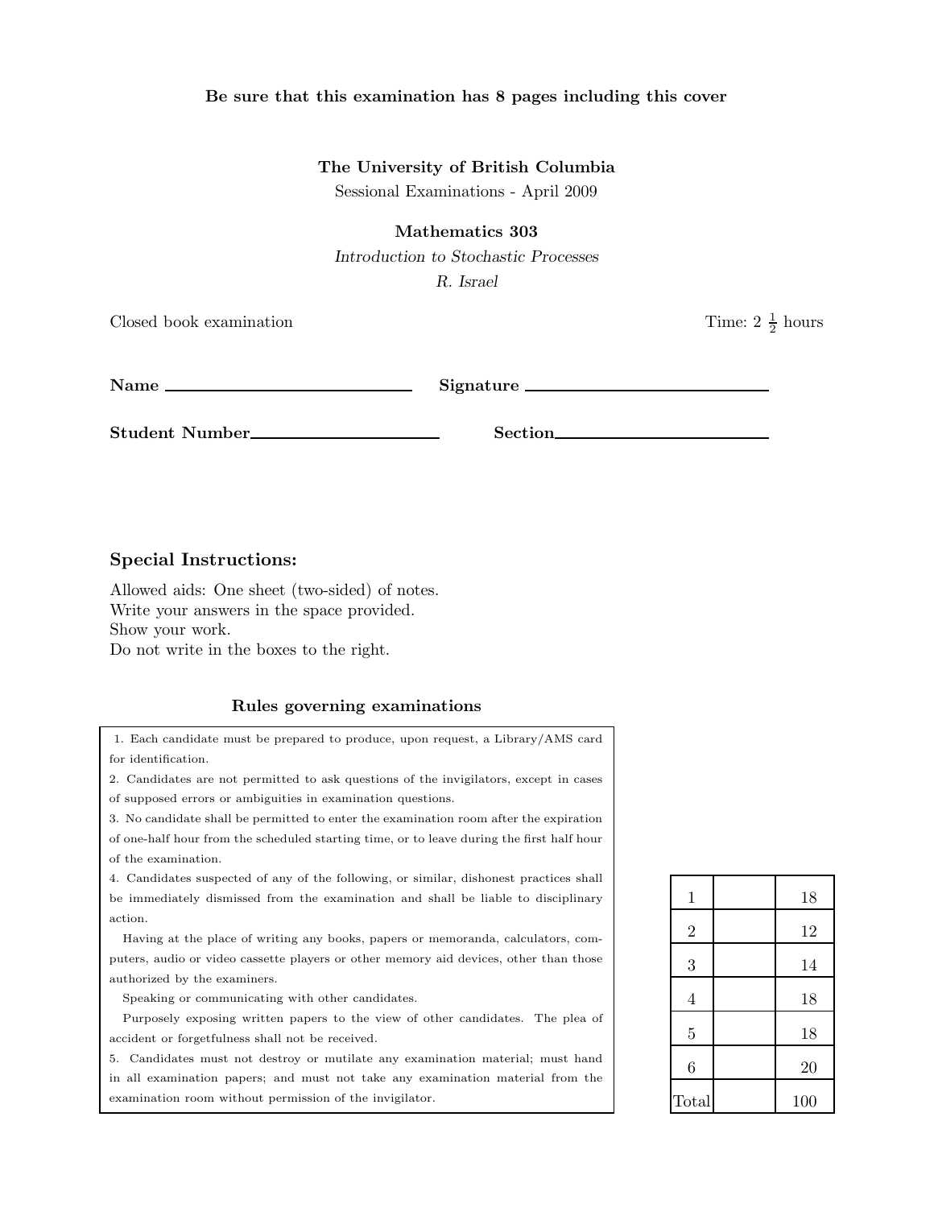**Be sure that this examination has 8 pages including this cover**

**The University of British Columbia**

Sessional Examinations - April 2009

**Mathematics 303**

*Introduction to Stochastic Processes*

*R. Israel*

Closed book examination

Time: 2 $\frac{1}{2}$ hours

**Name** ______________________ **Signature** ______________________

**Student Number** ______________________ **Section** ______________________

### Special Instructions:

Allowed aids: One sheet (two-sided) of notes.
Write your answers in the space provided.
Show your work.
Do not write in the boxes to the right.

### Rules governing examinations

1. Each candidate must be prepared to produce, upon request, a Library/AMS card for identification.
2. Candidates are not permitted to ask questions of the invigilators, except in cases of supposed errors or ambiguities in examination questions.
3. No candidate shall be permitted to enter the examination room after the expiration of one-half hour from the scheduled starting time, or to leave during the first half hour of the examination.
4. Candidates suspected of any of the following, or similar, dishonest practices shall be immediately dismissed from the examination and shall be liable to disciplinary action.

   Having at the place of writing any books, papers or memoranda, calculators, computers, audio or video cassette players or other memory aid devices, other than those authorized by the examiners.

   Speaking or communicating with other candidates.

   Purposely exposing written papers to the view of other candidates. The plea of accident or forgetfulness shall not be received.
5. Candidates must not destroy or mutilate any examination material; must hand in all examination papers; and must not take any examination material from the examination room without permission of the invigilator.

| | | |
|---|---|---|
| 1 | | 18 |
| 2 | | 12 |
| 3 | | 14 |
| 4 | | 18 |
| 5 | | 18 |
| 6 | | 20 |
| Total | | 100 |